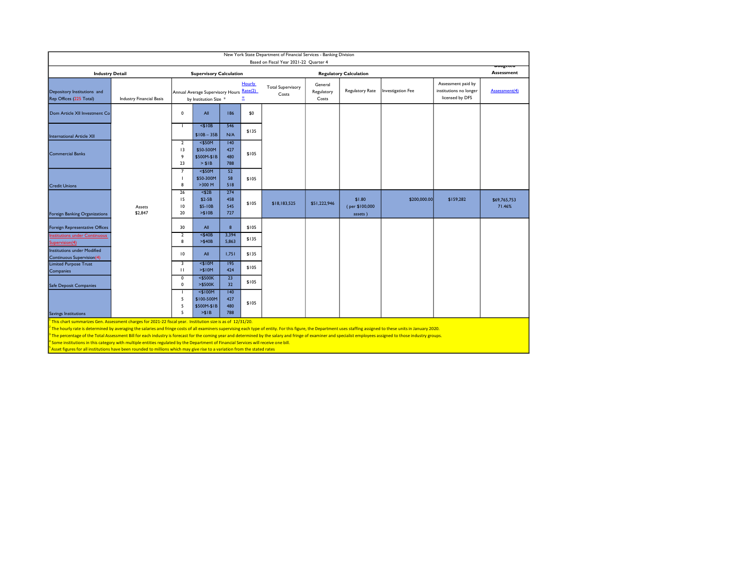New York State Department of Financial Services - Banking Division

Based on Fiscal Year 2021-22 Quarter 4

| Industry Detail | | Supervisory Calculation | | | | Regulatory Calculation | | | | | Budgeted Assessment |
|---|---|---|---|---|---|---|---|---|---|---|---|
| Depository Institutions and Rep Offices (225 Total) | Industry Financial Basis | Annual Average Supervisory Hours by Institution Size * | | | Hourly Rate(2) = | Total Supervisory Costs | General Regulatory Costs | Regulatory Rate | Investigation Fee | Assessment paid by institutions no longer licensed by DFS | Assessment(4) |
| Dom Article XII Investment Co | | 0 | All | 186 | $0 | | | | | | |
| International Article XII | | 1 | <$10B | 546 | $135 | | | | | | |
| | | | $10B – 35B | N/A | | | | | | | |
| Commercial Banks | | 2 | <$50M | 140 | $105 | | | | | | |
| | | 13 | $50-500M | 427 | | | | | | | |
| | | 9 | $500M-$1B | 480 | | | | | | | |
| | | 23 | > $1B | 788 | | | | | | | |
| Credit Unions | | 7 | <$50M | 52 | $105 | | | | | | |
| | | 1 | $50-300M | 58 | | | | | | | |
| | | 8 | >300 M | 518 | | | | | | | |
| Foreign Banking Organizations | Assets $2,847 | 26 | <$2B | 274 | $105 | $18,183,525 | $51,222,946 | $1.80 (per $100,000 assets) | $200,000.00 | $159,282 | $69,765,753 71.46% |
| | | 15 | $2-5B | 458 | | | | | | | |
| | | 10 | $5-10B | 545 | | | | | | | |
| | | 20 | >$10B | 727 | | | | | | | |
| Foreign Representative Offices | | 30 | All | 8 | $105 | | | | | | |
| Institutions under Continuous Supervision(4) | | 2 | <$40B | 3,394 | $135 | | | | | | |
| | | 8 | >$40B | 5,863 | | | | | | | |
| Institutions under Modified Continuous Supervision(4) | | 10 | All | 1,751 | $135 | | | | | | |
| Limited Purpose Trust Companies | | 3 | <$10M | 195 | $105 | | | | | | |
| | | 11 | >$10M | 424 | | | | | | | |
| Safe Deposit Companies | | 0 | <$500K | 23 | $105 | | | | | | |
| | | 0 | >$500K | 32 | | | | | | | |
| Savings Institutions | | 1 | <$100M | 140 | $105 | | | | | | |
| | | 5 | $100-500M | 427 | | | | | | | |
| | | 5 | $500M-$1B | 480 | | | | | | | |
| | | 5 | >$1B | 788 | | | | | | | |

[1] This chart summarizes Gen. Assessment charges for 2021-22 fiscal year. Institution size is as of 12/31/20.

[2] The hourly rate is determined by averaging the salaries and fringe costs of all examiners supervising each type of entity. For this figure, the Department uses staffing assigned to these units in January 2020.

[3] The percentage of the Total Assessment Bill for each industry is forecast for the coming year and determined by the salary and fringe of examiner and specialist employees assigned to those industry groups.

[4] Some institutions in this category with multiple entities regulated by the Department of Financial Services will receive one bill.

[5] Asset figures for all institutions have been rounded to millions which may give rise to a variation from the stated rates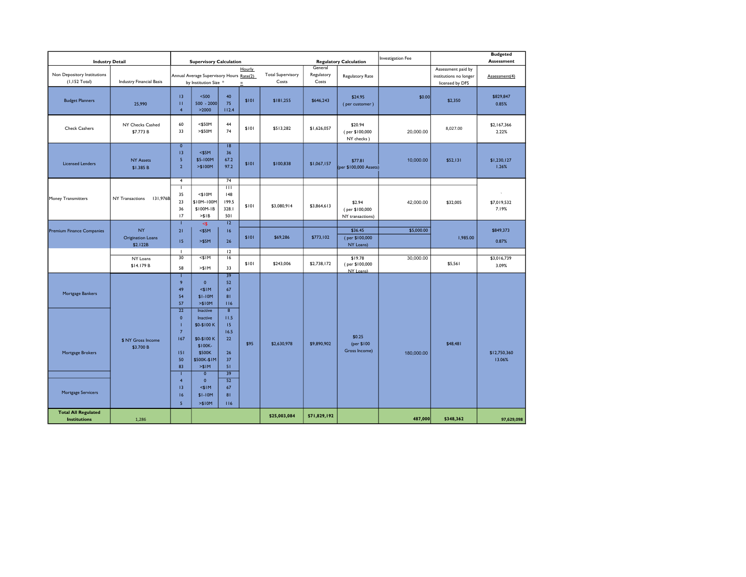| Industry Detail | | Supervisory Calculation | | | | | Regulatory Calculation | | Investigation Fee | | Budgeted Assessment |
|---|---|---|---|---|---|---|---|---|---|---|---|
| Non Depository Institutions (1,152 Total) | Industry Financial Basis | Annual Average Supervisory Hours by Institution Size * | | | Hourly Rate(2) = | Total Supervisory Costs | General Regulatory Costs | Regulatory Rate | | Assessment paid by institutions no longer licensed by DFS | Assessment(4) |
| Budget Planners | 25,990 | 13<br>11<br>4 | <500<br>500 - 2000<br>>2000 | 40<br>75<br>112.4 | $101 | $181,255 | $646,243 | $24.95<br>( per customer ) | $0.00 | $2,350 | $829,847<br>0.85% |
| Check Cashers | NY Checks Cashed<br>$7.773 B | 60<br>33 | <$50M<br>>$50M | 44<br>74 | $101 | $513,282 | $1,626,057 | $20.94<br>( per $100,000 NY checks ) | 20,000.00 | 8,027.00 | $2,167,366<br>2.22% |
| Licensed Lenders | NY Assets<br>$1.385 B | 0<br>13<br>5<br>2 | <br><$5M<br>$5-100M<br>>$100M | 18<br>36<br>67.2<br>97.2 | $101 | $100,838 | $1,067,157 | $77.81<br>(per $100,000 Assets) | 10,000.00 | $52,131 | $1,230,127<br>1.26% |
| Money Transmitters | NY Transactions 131,976B | 4<br>1<br>35<br>23<br>36<br>17 | <br><br><$10M<br>$10M–100M<br>$100M-1B<br>>$1B | 74<br>111<br>148<br>199.5<br>328.1<br>501 | $101 | $3,080,914 | $3,864,613 | $2.94<br>( per $100,000 NY transactions) | 42,000.00 | $32,005 | `<br>$7,019,532<br>7.19% |
| Premium Finance Companies | NY Origination Loans<br>$2.122B | 1<br>21<br>15 | <$<br><$5M<br>>$5M | 12<br>16<br>26 | $101 | $69,286 | $773,102 | $36.45<br>( per $100,000 NY Loans) | $5,000.00 | 1,985.00 | $849,373<br>0.87% |
| | NY Loans<br>$14.179 B | 1<br>30<br>58 | <br><$1M<br>>$1M | 12<br>16<br>33 | $101 | $243,006 | $2,738,172 | $19.78<br>( per $100,000 NY Loans) | 30,000.00 | $5,561 | $3,016,739<br>3.09% |
| Mortgage Bankers | $ NY Gross Income<br>$3.700 B | 1<br>9<br>49<br>54<br>57 | <br>0<br><$1M<br>$1-10M<br>>$10M | 39<br>52<br>67<br>81<br>116 | $95 | $2,630,978 | $9,890,902 | $0.25<br>(per $100 Gross Income) | 180,000.00 | $48,481 | $12,750,360<br>13.06% |
| Mortgage Brokers | | 22<br>0<br>1<br>7<br>167<br>151<br>50<br>83 | Inactive<br>Inactive<br>$0-$100 K<br><br>$0-$100 K<br>$100K-$500K<br>$500K-$1M<br>>$1M | 8<br>11.5<br>15<br>16.5<br>22<br>26<br>37<br>51 | | | | | | | |
| Mortgage Servicers | | 1<br>4<br>13<br>16<br>5 | 0<br>0<br><$1M<br>$1-10M<br>>$10M | 39<br>52<br>67<br>81<br>116 | | | | | | | |
| **Total All Regulated Institutions** | 1,286 | | | | | **$25,003,084** | **$71,829,192** | | **487,000** | **$348,362** | **97,629,098** |